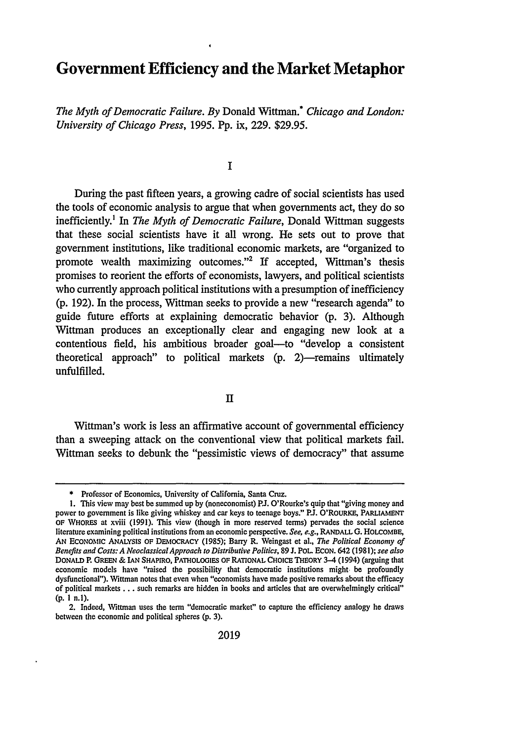# Government Efficiency and the Market Metaphor

*The Myth of Democratic Failure. By* Donald Wittman.* *Chicago and London: University of Chicago Press,* 1995. Pp. ix, 229. $29.95.

## I

During the past fifteen years, a growing cadre of social scientists has used the tools of economic analysis to argue that when governments act, they do so inefficiently.[1] In *The Myth of Democratic Failure*, Donald Wittman suggests that these social scientists have it all wrong. He sets out to prove that government institutions, like traditional economic markets, are "organized to promote wealth maximizing outcomes."[2] If accepted, Wittman's thesis promises to reorient the efforts of economists, lawyers, and political scientists who currently approach political institutions with a presumption of inefficiency (p. 192). In the process, Wittman seeks to provide a new "research agenda" to guide future efforts at explaining democratic behavior (p. 3). Although Wittman produces an exceptionally clear and engaging new look at a contentious field, his ambitious broader goal—to "develop a consistent theoretical approach" to political markets (p. 2)—remains ultimately unfulfilled.

## II

Wittman's work is less an affirmative account of governmental efficiency than a sweeping attack on the conventional view that political markets fail. Wittman seeks to debunk the "pessimistic views of democracy" that assume

---

\* Professor of Economics, University of California, Santa Cruz.

1. This view may best be summed up by (noneconomist) P.J. O'Rourke's quip that "giving money and power to government is like giving whiskey and car keys to teenage boys." P.J. O'ROURKE, PARLIAMENT OF WHORES at xviii (1991). This view (though in more reserved terms) pervades the social science literature examining political institutions from an economic perspective. *See, e.g.*, RANDALL G. HOLCOMBE, AN ECONOMIC ANALYSIS OF DEMOCRACY (1985); Barry R. Weingast et al., *The Political Economy of Benefits and Costs: A Neoclassical Approach to Distributive Politics*, 89 J. POL. ECON. 642 (1981); *see also* DONALD P. GREEN & IAN SHAPIRO, PATHOLOGIES OF RATIONAL CHOICE THEORY 3–4 (1994) (arguing that economic models have "raised the possibility that democratic institutions might be profoundly dysfunctional"). Wittman notes that even when "economists have made positive remarks about the efficacy of political markets . . . such remarks are hidden in books and articles that are overwhelmingly critical" (p. 1 n.1).

2. Indeed, Wittman uses the term "democratic market" to capture the efficiency analogy he draws between the economic and political spheres (p. 3).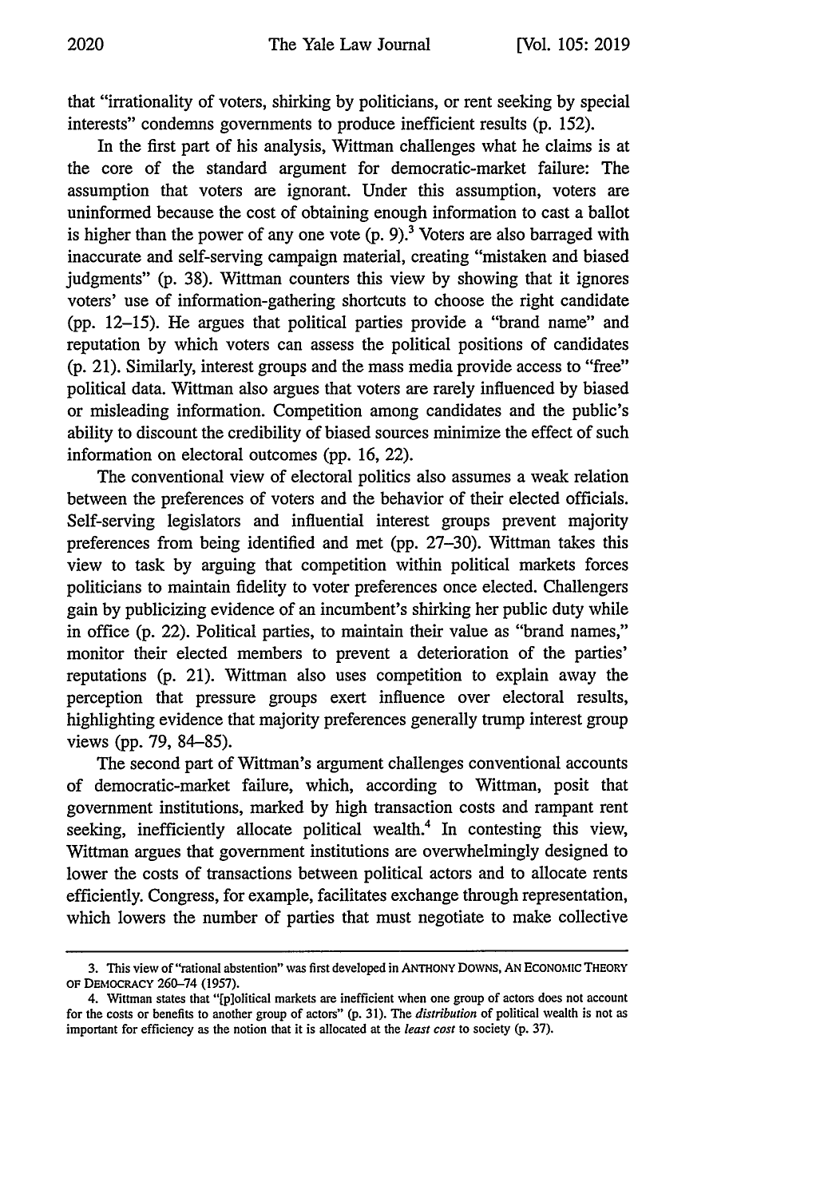that "irrationality of voters, shirking by politicians, or rent seeking by special interests" condemns governments to produce inefficient results (p. 152).

In the first part of his analysis, Wittman challenges what he claims is at the core of the standard argument for democratic-market failure: The assumption that voters are ignorant. Under this assumption, voters are uninformed because the cost of obtaining enough information to cast a ballot is higher than the power of any one vote (p. 9).[3] Voters are also barraged with inaccurate and self-serving campaign material, creating "mistaken and biased judgments" (p. 38). Wittman counters this view by showing that it ignores voters' use of information-gathering shortcuts to choose the right candidate (pp. 12–15). He argues that political parties provide a "brand name" and reputation by which voters can assess the political positions of candidates (p. 21). Similarly, interest groups and the mass media provide access to "free" political data. Wittman also argues that voters are rarely influenced by biased or misleading information. Competition among candidates and the public's ability to discount the credibility of biased sources minimize the effect of such information on electoral outcomes (pp. 16, 22).

The conventional view of electoral politics also assumes a weak relation between the preferences of voters and the behavior of their elected officials. Self-serving legislators and influential interest groups prevent majority preferences from being identified and met (pp. 27–30). Wittman takes this view to task by arguing that competition within political markets forces politicians to maintain fidelity to voter preferences once elected. Challengers gain by publicizing evidence of an incumbent's shirking her public duty while in office (p. 22). Political parties, to maintain their value as "brand names," monitor their elected members to prevent a deterioration of the parties' reputations (p. 21). Wittman also uses competition to explain away the perception that pressure groups exert influence over electoral results, highlighting evidence that majority preferences generally trump interest group views (pp. 79, 84–85).

The second part of Wittman's argument challenges conventional accounts of democratic-market failure, which, according to Wittman, posit that government institutions, marked by high transaction costs and rampant rent seeking, inefficiently allocate political wealth.[4] In contesting this view, Wittman argues that government institutions are overwhelmingly designed to lower the costs of transactions between political actors and to allocate rents efficiently. Congress, for example, facilitates exchange through representation, which lowers the number of parties that must negotiate to make collective

---

3. This view of "rational abstention" was first developed in ANTHONY DOWNS, AN ECONOMIC THEORY OF DEMOCRACY 260–74 (1957).

4. Wittman states that "[p]olitical markets are inefficient when one group of actors does not account for the costs or benefits to another group of actors" (p. 31). The *distribution* of political wealth is not as important for efficiency as the notion that it is allocated at the *least cost* to society (p. 37).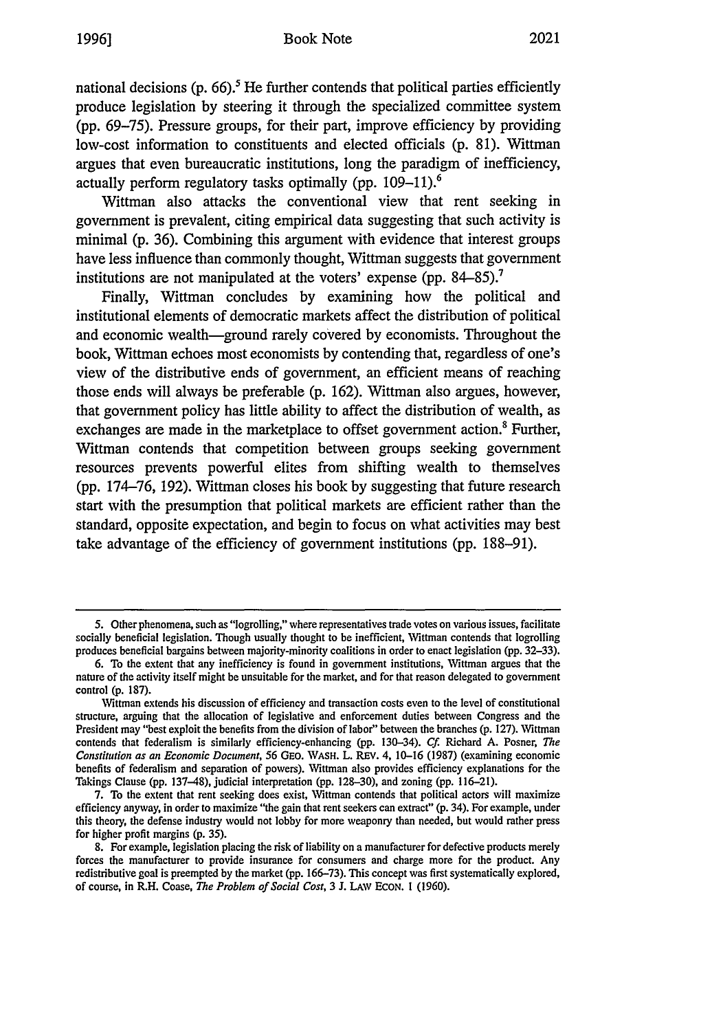national decisions (p. 66).[5] He further contends that political parties efficiently produce legislation by steering it through the specialized committee system (pp. 69–75). Pressure groups, for their part, improve efficiency by providing low-cost information to constituents and elected officials (p. 81). Wittman argues that even bureaucratic institutions, long the paradigm of inefficiency, actually perform regulatory tasks optimally (pp. 109–11).[6]

Wittman also attacks the conventional view that rent seeking in government is prevalent, citing empirical data suggesting that such activity is minimal (p. 36). Combining this argument with evidence that interest groups have less influence than commonly thought, Wittman suggests that government institutions are not manipulated at the voters' expense (pp. 84–85).[7]

Finally, Wittman concludes by examining how the political and institutional elements of democratic markets affect the distribution of political and economic wealth—ground rarely covered by economists. Throughout the book, Wittman echoes most economists by contending that, regardless of one's view of the distributive ends of government, an efficient means of reaching those ends will always be preferable (p. 162). Wittman also argues, however, that government policy has little ability to affect the distribution of wealth, as exchanges are made in the marketplace to offset government action.[8] Further, Wittman contends that competition between groups seeking government resources prevents powerful elites from shifting wealth to themselves (pp. 174–76, 192). Wittman closes his book by suggesting that future research start with the presumption that political markets are efficient rather than the standard, opposite expectation, and begin to focus on what activities may best take advantage of the efficiency of government institutions (pp. 188–91).

---

5. Other phenomena, such as "logrolling," where representatives trade votes on various issues, facilitate socially beneficial legislation. Though usually thought to be inefficient, Wittman contends that logrolling produces beneficial bargains between majority-minority coalitions in order to enact legislation (pp. 32–33).

6. To the extent that any inefficiency is found in government institutions, Wittman argues that the nature of the activity itself might be unsuitable for the market, and for that reason delegated to government control (p. 187).

Wittman extends his discussion of efficiency and transaction costs even to the level of constitutional structure, arguing that the allocation of legislative and enforcement duties between Congress and the President may "best exploit the benefits from the division of labor" between the branches (p. 127). Wittman contends that federalism is similarly efficiency-enhancing (pp. 130–34). *Cf.* Richard A. Posner, *The Constitution as an Economic Document*, 56 GEO. WASH. L. REV. 4, 10–16 (1987) (examining economic benefits of federalism and separation of powers). Wittman also provides efficiency explanations for the Takings Clause (pp. 137–48), judicial interpretation (pp. 128–30), and zoning (pp. 116–21).

7. To the extent that rent seeking does exist, Wittman contends that political actors will maximize efficiency anyway, in order to maximize "the gain that rent seekers can extract" (p. 34). For example, under this theory, the defense industry would not lobby for more weaponry than needed, but would rather press for higher profit margins (p. 35).

8. For example, legislation placing the risk of liability on a manufacturer for defective products merely forces the manufacturer to provide insurance for consumers and charge more for the product. Any redistributive goal is preempted by the market (pp. 166–73). This concept was first systematically explored, of course, in R.H. Coase, *The Problem of Social Cost*, 3 J. LAW ECON. 1 (1960).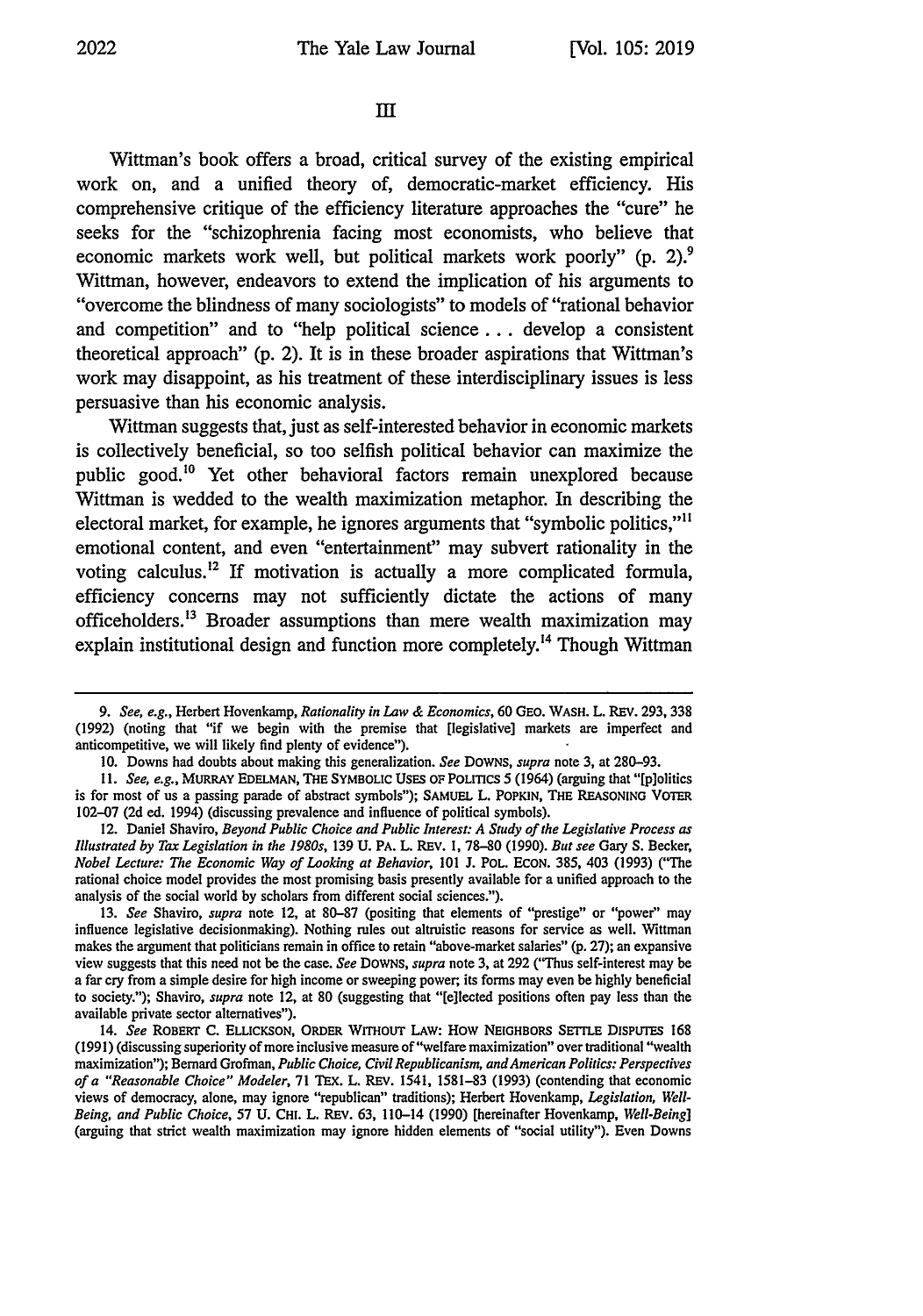## III

Wittman's book offers a broad, critical survey of the existing empirical work on, and a unified theory of, democratic-market efficiency. His comprehensive critique of the efficiency literature approaches the "cure" he seeks for the "schizophrenia facing most economists, who believe that economic markets work well, but political markets work poorly" (p. 2).[9] Wittman, however, endeavors to extend the implication of his arguments to "overcome the blindness of many sociologists" to models of "rational behavior and competition" and to "help political science . . . develop a consistent theoretical approach" (p. 2). It is in these broader aspirations that Wittman's work may disappoint, as his treatment of these interdisciplinary issues is less persuasive than his economic analysis.

Wittman suggests that, just as self-interested behavior in economic markets is collectively beneficial, so too selfish political behavior can maximize the public good.[10] Yet other behavioral factors remain unexplored because Wittman is wedded to the wealth maximization metaphor. In describing the electoral market, for example, he ignores arguments that "symbolic politics,"[11] emotional content, and even "entertainment" may subvert rationality in the voting calculus.[12] If motivation is actually a more complicated formula, efficiency concerns may not sufficiently dictate the actions of many officeholders.[13] Broader assumptions than mere wealth maximization may explain institutional design and function more completely.[14] Though Wittman

---

9. *See, e.g.*, Herbert Hovenkamp, *Rationality in Law & Economics*, 60 GEO. WASH. L. REV. 293, 338 (1992) (noting that "if we begin with the premise that [legislative] markets are imperfect and anticompetitive, we will likely find plenty of evidence").

10. Downs had doubts about making this generalization. *See* DOWNS, *supra* note 3, at 280–93.

11. *See, e.g.*, MURRAY EDELMAN, THE SYMBOLIC USES OF POLITICS 5 (1964) (arguing that "[p]olitics is for most of us a passing parade of abstract symbols"); SAMUEL L. POPKIN, THE REASONING VOTER 102–07 (2d ed. 1994) (discussing prevalence and influence of political symbols).

12. Daniel Shaviro, *Beyond Public Choice and Public Interest: A Study of the Legislative Process as Illustrated by Tax Legislation in the 1980s*, 139 U. PA. L. REV. 1, 78–80 (1990). *But see* Gary S. Becker, *Nobel Lecture: The Economic Way of Looking at Behavior*, 101 J. POL. ECON. 385, 403 (1993) ("The rational choice model provides the most promising basis presently available for a unified approach to the analysis of the social world by scholars from different social sciences.").

13. *See* Shaviro, *supra* note 12, at 80–87 (positing that elements of "prestige" or "power" may influence legislative decisionmaking). Nothing rules out altruistic reasons for service as well. Wittman makes the argument that politicians remain in office to retain "above-market salaries" (p. 27); an expansive view suggests that this need not be the case. *See* DOWNS, *supra* note 3, at 292 ("Thus self-interest may be a far cry from a simple desire for high income or sweeping power; its forms may even be highly beneficial to society."); Shaviro, *supra* note 12, at 80 (suggesting that "[e]lected positions often pay less than the available private sector alternatives").

14. *See* ROBERT C. ELLICKSON, ORDER WITHOUT LAW: HOW NEIGHBORS SETTLE DISPUTES 168 (1991) (discussing superiority of more inclusive measure of "welfare maximization" over traditional "wealth maximization"); Bernard Grofman, *Public Choice, Civil Republicanism, and American Politics: Perspectives of a "Reasonable Choice" Modeler*, 71 TEX. L. REV. 1541, 1581–83 (1993) (contending that economic views of democracy, alone, may ignore "republican" traditions); Herbert Hovenkamp, *Legislation, Well-Being, and Public Choice*, 57 U. CHI. L. REV. 63, 110–14 (1990) [hereinafter Hovenkamp, *Well-Being*] (arguing that strict wealth maximization may ignore hidden elements of "social utility"). Even Downs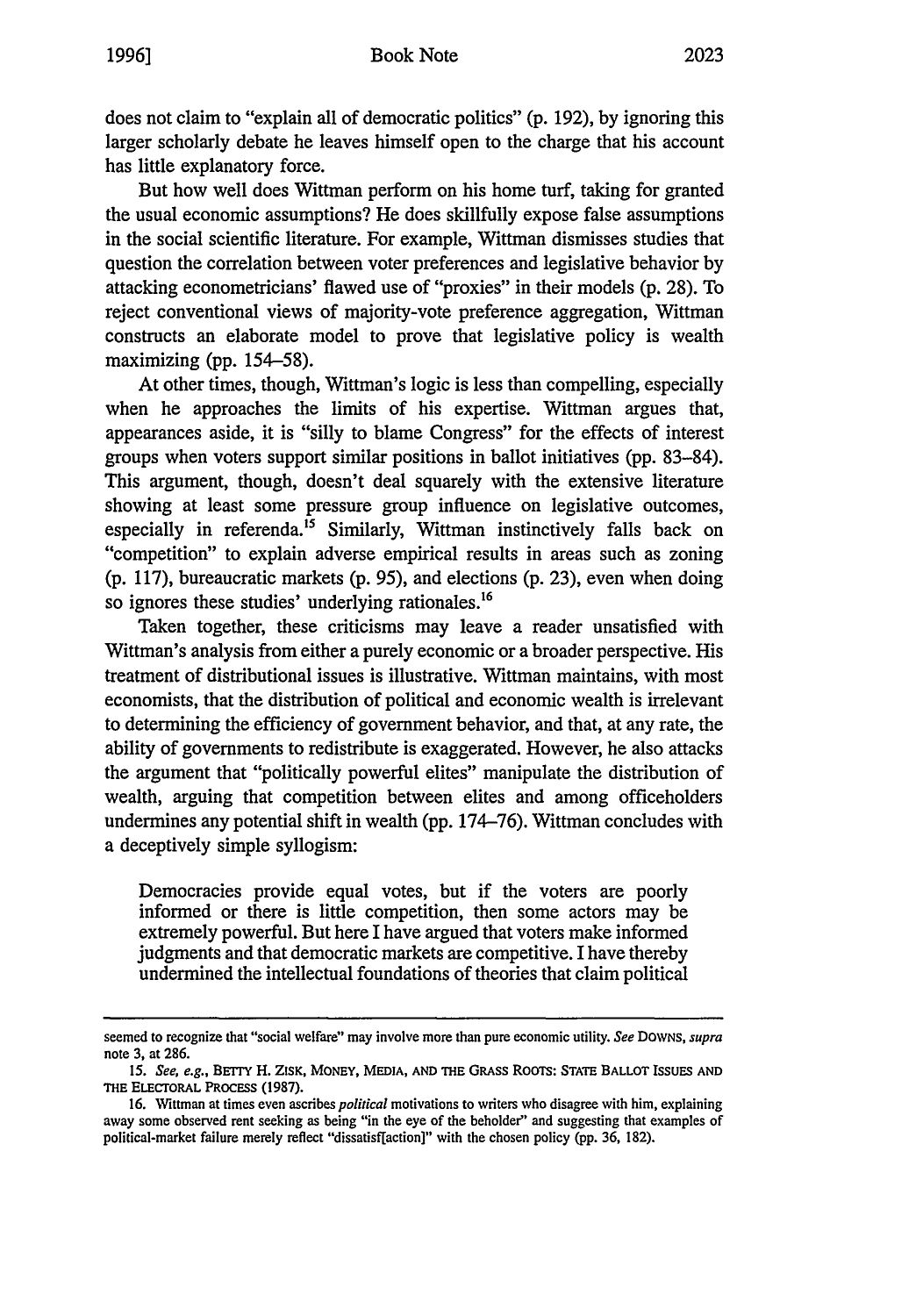does not claim to "explain all of democratic politics" (p. 192), by ignoring this larger scholarly debate he leaves himself open to the charge that his account has little explanatory force.

But how well does Wittman perform on his home turf, taking for granted the usual economic assumptions? He does skillfully expose false assumptions in the social scientific literature. For example, Wittman dismisses studies that question the correlation between voter preferences and legislative behavior by attacking econometricians' flawed use of "proxies" in their models (p. 28). To reject conventional views of majority-vote preference aggregation, Wittman constructs an elaborate model to prove that legislative policy is wealth maximizing (pp. 154–58).

At other times, though, Wittman's logic is less than compelling, especially when he approaches the limits of his expertise. Wittman argues that, appearances aside, it is "silly to blame Congress" for the effects of interest groups when voters support similar positions in ballot initiatives (pp. 83–84). This argument, though, doesn't deal squarely with the extensive literature showing at least some pressure group influence on legislative outcomes, especially in referenda.[15] Similarly, Wittman instinctively falls back on "competition" to explain adverse empirical results in areas such as zoning (p. 117), bureaucratic markets (p. 95), and elections (p. 23), even when doing so ignores these studies' underlying rationales.[16]

Taken together, these criticisms may leave a reader unsatisfied with Wittman's analysis from either a purely economic or a broader perspective. His treatment of distributional issues is illustrative. Wittman maintains, with most economists, that the distribution of political and economic wealth is irrelevant to determining the efficiency of government behavior, and that, at any rate, the ability of governments to redistribute is exaggerated. However, he also attacks the argument that "politically powerful elites" manipulate the distribution of wealth, arguing that competition between elites and among officeholders undermines any potential shift in wealth (pp. 174–76). Wittman concludes with a deceptively simple syllogism:

> Democracies provide equal votes, but if the voters are poorly informed or there is little competition, then some actors may be extremely powerful. But here I have argued that voters make informed judgments and that democratic markets are competitive. I have thereby undermined the intellectual foundations of theories that claim political

---

seemed to recognize that "social welfare" may involve more than pure economic utility. *See* DOWNS, *supra* note 3, at 286.

15. *See, e.g.*, BETTY H. ZISK, MONEY, MEDIA, AND THE GRASS ROOTS: STATE BALLOT ISSUES AND THE ELECTORAL PROCESS (1987).

16. Wittman at times even ascribes *political* motivations to writers who disagree with him, explaining away some observed rent seeking as being "in the eye of the beholder" and suggesting that examples of political-market failure merely reflect "dissatisf[action]" with the chosen policy (pp. 36, 182).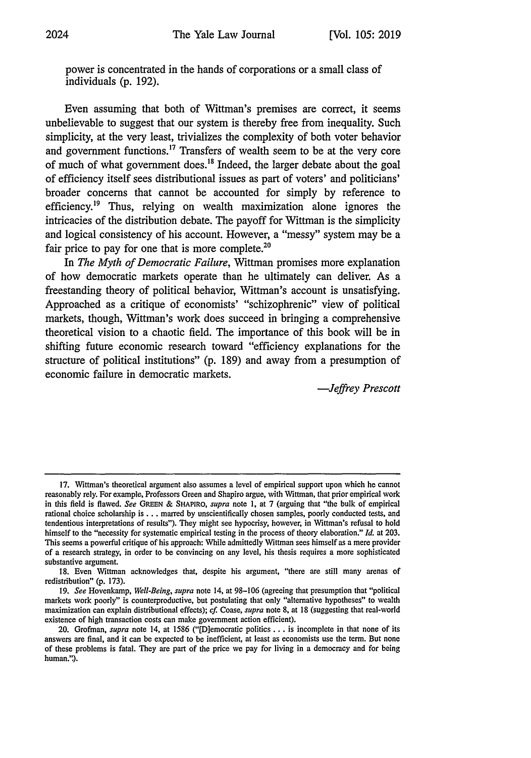power is concentrated in the hands of corporations or a small class of individuals (p. 192).

Even assuming that both of Wittman's premises are correct, it seems unbelievable to suggest that our system is thereby free from inequality. Such simplicity, at the very least, trivializes the complexity of both voter behavior and government functions.[17] Transfers of wealth seem to be at the very core of much of what government does.[18] Indeed, the larger debate about the goal of efficiency itself sees distributional issues as part of voters' and politicians' broader concerns that cannot be accounted for simply by reference to efficiency.[19] Thus, relying on wealth maximization alone ignores the intricacies of the distribution debate. The payoff for Wittman is the simplicity and logical consistency of his account. However, a "messy" system may be a fair price to pay for one that is more complete.[20]

In *The Myth of Democratic Failure*, Wittman promises more explanation of how democratic markets operate than he ultimately can deliver. As a freestanding theory of political behavior, Wittman's account is unsatisfying. Approached as a critique of economists' "schizophrenic" view of political markets, though, Wittman's work does succeed in bringing a comprehensive theoretical vision to a chaotic field. The importance of this book will be in shifting future economic research toward "efficiency explanations for the structure of political institutions" (p. 189) and away from a presumption of economic failure in democratic markets.

—*Jeffrey Prescott*

---

17. Wittman's theoretical argument also assumes a level of empirical support upon which he cannot reasonably rely. For example, Professors Green and Shapiro argue, with Wittman, that prior empirical work in this field is flawed. *See* GREEN & SHAPIRO, *supra* note 1, at 7 (arguing that "the bulk of empirical rational choice scholarship is . . . marred by unscientifically chosen samples, poorly conducted tests, and tendentious interpretations of results"). They might see hypocrisy, however, in Wittman's refusal to hold himself to the "necessity for systematic empirical testing in the process of theory elaboration." *Id.* at 203. This seems a powerful critique of his approach: While admittedly Wittman sees himself as a mere provider of a research strategy, in order to be convincing on any level, his thesis requires a more sophisticated substantive argument.

18. Even Wittman acknowledges that, despite his argument, "there are still many arenas of redistribution" (p. 173).

19. *See* Hovenkamp, *Well-Being*, *supra* note 14, at 98–106 (agreeing that presumption that "political markets work poorly" is counterproductive, but postulating that only "alternative hypotheses" to wealth maximization can explain distributional effects); *cf.* Coase, *supra* note 8, at 18 (suggesting that real-world existence of high transaction costs can make government action efficient).

20. Grofman, *supra* note 14, at 1586 ("[D]emocratic politics . . . is incomplete in that none of its answers are final, and it can be expected to be inefficient, at least as economists use the term. But none of these problems is fatal. They are part of the price we pay for living in a democracy and for being human.").